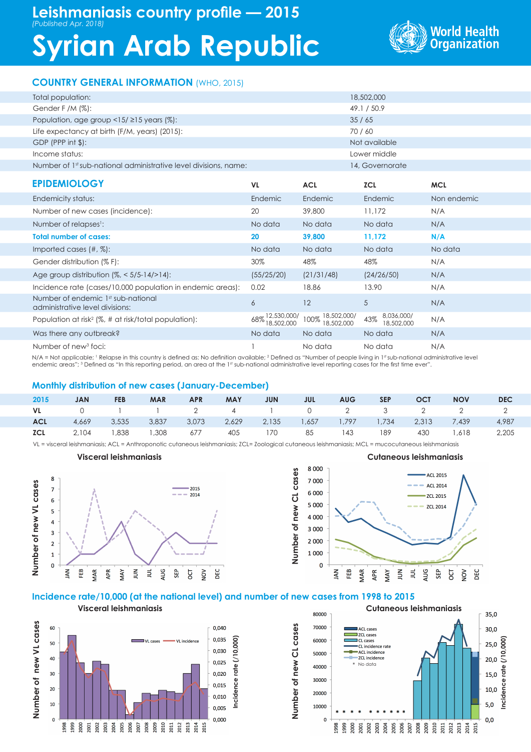# Leishmaniasis country profile — 2015

*(Published Apr. 2018)*

# Syrian Arab Republic

World Health Organization

## COUNTRY GENERAL INFORMATION (WHO, 2015)

| | |
|---|---|
| Total population: | 18,502,000 |
| Gender F /M (%): | 49.1 / 50.9 |
| Population, age group <15/ ≥15 years (%): | 35 / 65 |
| Life expectancy at birth (F/M, years) (2015): | 70 / 60 |
| GDP (PPP int $): | Not available |
| Income status: | Lower middle |
| Number of 1st sub-national administrative level divisions, name: | 14, Governorate |

## EPIDEMIOLOGY

| | VL | ACL | ZCL | MCL |
|---|---|---|---|---|
| Endemicity status: | Endemic | Endemic | Endemic | Non endemic |
| Number of new cases (incidence): | 20 | 39,800 | 11,172 | N/A |
| Number of relapses[1]: | No data | No data | No data | N/A |
| **Total number of cases:** | **20** | **39,800** | **11,172** | **N/A** |
| Imported cases (#, %): | No data | No data | No data | No data |
| Gender distribution (% F): | 30% | 48% | 48% | N/A |
| Age group distribution (%, < 5/5-14/>14): | (55/25/20) | (21/31/48) | (24/26/50) | N/A |
| Incidence rate (cases/10,000 population in endemic areas): | 0.02 | 18.86 | 13.90 | N/A |
| Number of endemic 1st sub-national administrative level divisions: | 6 | 12 | 5 | N/A |
| Population at risk[2] (%, # at risk/total population): | 68% 12,530,000/ 18,502,000 | 100% 18,502,000/ 18,502,000 | 43% 8,036,000/ 18,502,000 | N/A |
| Was there any outbreak? | No data | No data | No data | N/A |
| Number of new[3] foci: | 1 | No data | No data | N/A |

N/A = Not applicable; [1] Relapse in this country is defined as: No definition available; [2] Defined as "Number of people living in 1st sub-national administrative level endemic areas"; [3] Defined as "In this reporting period, an area at the 1st sub-national administrative level reporting cases for the first time ever".

## Monthly distribution of new cases (January-December)

| 2015 | JAN | FEB | MAR | APR | MAY | JUN | JUL | AUG | SEP | OCT | NOV | DEC |
|---|---|---|---|---|---|---|---|---|---|---|---|---|
| VL | 0 | 1 | 1 | 2 | 4 | 1 | 0 | 2 | 3 | 2 | 2 | 2 |
| ACL | 4,669 | 3,535 | 3,837 | 3,073 | 2,629 | 2,135 | 1,657 | 1,797 | 1,734 | 2,313 | 7,439 | 4,987 |
| ZCL | 2,104 | 1,838 | 1,308 | 677 | 405 | 170 | 85 | 143 | 189 | 430 | 1,618 | 2,205 |

VL = visceral leishmaniasis; ACL = Anthroponotic cutaneous leishmaniasis; ZCL= Zoological cutaneous leishmaniasis; MCL = mucocutaneous leishmaniasis

### Visceral leishmaniasis

### Cutaneous leishmaniasis

## Incidence rate/10,000 (at the national level) and number of new cases from 1998 to 2015

### Visceral leishmaniasis

### Cutaneous leishmaniasis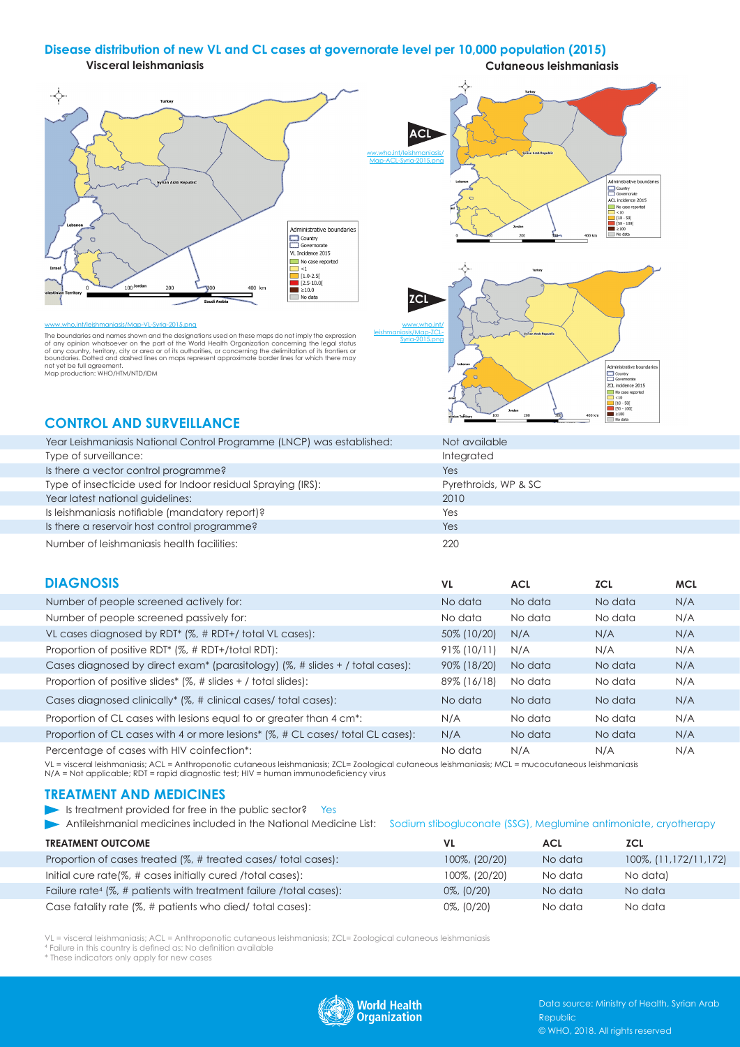## Disease distribution of new VL and CL cases at governorate level per 10,000 population (2015)

**Visceral leishmaniasis**

Turkey

Syrian Arab Republic

Lebanon

Israel

Palestinian Territory

Jordan

Saudi Arabia

0 100 200 300 400 km

Administrative boundaries
Country
Governorate
VL Incidence 2015
No case reported
<1
[1.0-2.5[
[2.5-10.0[
≥10.0
No data

www.who.int/leishmaniasis/Map-VL-Syria-2015.png

The boundaries and names shown and the designations used on these maps do not imply the expression of any opinion whatsoever on the part of the World Health Organization concerning the legal status of any country, territory, city or area or of its authorities, or concerning the delimitation of its frontiers or boundaries. Dotted and dashed lines on maps represent approximate border lines for which there may not yet be full agreement.
Map production: WHO/HTM/NTD/IDM

**Cutaneous leishmaniasis**

ACL

ww.who.int/leishmaniasis/Map-ACL-Syria-2015.png

Turkey

Syrian Arab Republic

Lebanon

Jordan

0 100 200 300 400 km

Administrative boundaries
Country
Governorate
ACL incidence 2015
No case reported
<10
[10 - 50[
[50 - 100[
≥100
No data

ZCL

www.who.int/leishmaniasis/Map-ZCL-Syria-2015.png

Turkey

Syrian Arab Republic

Lebanon

Jordan

100 200 300 400 km

Administrative boundaries
Country
Governorate
ZCL incidence 2015
No case reported
<10
[10 - 50[
[50 - 100[
≥100
No data

## CONTROL AND SURVEILLANCE

| | |
|---|---|
| Year Leishmaniasis National Control Programme (LNCP) was established: | Not available |
| Type of surveillance: | Integrated |
| Is there a vector control programme? | Yes |
| Type of insecticide used for Indoor residual Spraying (IRS): | Pyrethroids, WP & SC |
| Year latest national guidelines: | 2010 |
| Is leishmaniasis notifiable (mandatory report)? | Yes |
| Is there a reservoir host control programme? | Yes |
| Number of leishmaniasis health facilities: | 220 |

## DIAGNOSIS

| | VL | ACL | ZCL | MCL |
|---|---|---|---|---|
| Number of people screened actively for: | No data | No data | No data | N/A |
| Number of people screened passively for: | No data | No data | No data | N/A |
| VL cases diagnosed by RDT* (%, # RDT+/ total VL cases): | 50% (10/20) | N/A | N/A | N/A |
| Proportion of positive RDT* (%, # RDT+/total RDT): | 91% (10/11) | N/A | N/A | N/A |
| Cases diagnosed by direct exam* (parasitology) (%, # slides + / total cases): | 90% (18/20) | No data | No data | N/A |
| Proportion of positive slides* (%, # slides + / total slides): | 89% (16/18) | No data | No data | N/A |
| Cases diagnosed clinically* (%, # clinical cases/ total cases): | No data | No data | No data | N/A |
| Proportion of CL cases with lesions equal to or greater than 4 cm*: | N/A | No data | No data | N/A |
| Proportion of CL cases with 4 or more lesions* (%, # CL cases/ total CL cases): | N/A | No data | No data | N/A |
| Percentage of cases with HIV coinfection*: | No data | N/A | N/A | N/A |

VL = visceral leishmaniasis; ACL = Anthroponotic cutaneous leishmaniasis; ZCL= Zoological cutaneous leishmaniasis; MCL = mucocutaneous leishmaniasis
N/A = Not applicable; RDT = rapid diagnostic test; HIV = human immunodeficiency virus

## TREATMENT AND MEDICINES

- Is treatment provided for free in the public sector? Yes
- Antileishmanial medicines included in the National Medicine List: Sodium stibogluconate (SSG), Meglumine antimoniate, cryotherapy

| TREATMENT OUTCOME | VL | ACL | ZCL |
|---|---|---|---|
| Proportion of cases treated (%, # treated cases/ total cases): | 100%, (20/20) | No data | 100%, (11,172/11,172) |
| Initial cure rate(%, # cases initially cured /total cases): | 100%, (20/20) | No data | No data) |
| Failure rate[4] (%, # patients with treatment failure /total cases): | 0%, (0/20) | No data | No data |
| Case fatality rate (%, # patients who died/ total cases): | 0%, (0/20) | No data | No data |

VL = visceral leishmaniasis; ACL = Anthroponotic cutaneous leishmaniasis; ZCL= Zoological cutaneous leishmaniasis
[4] Failure in this country is defined as: No definition available
* These indicators only apply for new cases

World Health Organization

Data source: Ministry of Health, Syrian Arab Republic
© WHO, 2018. All rights reserved